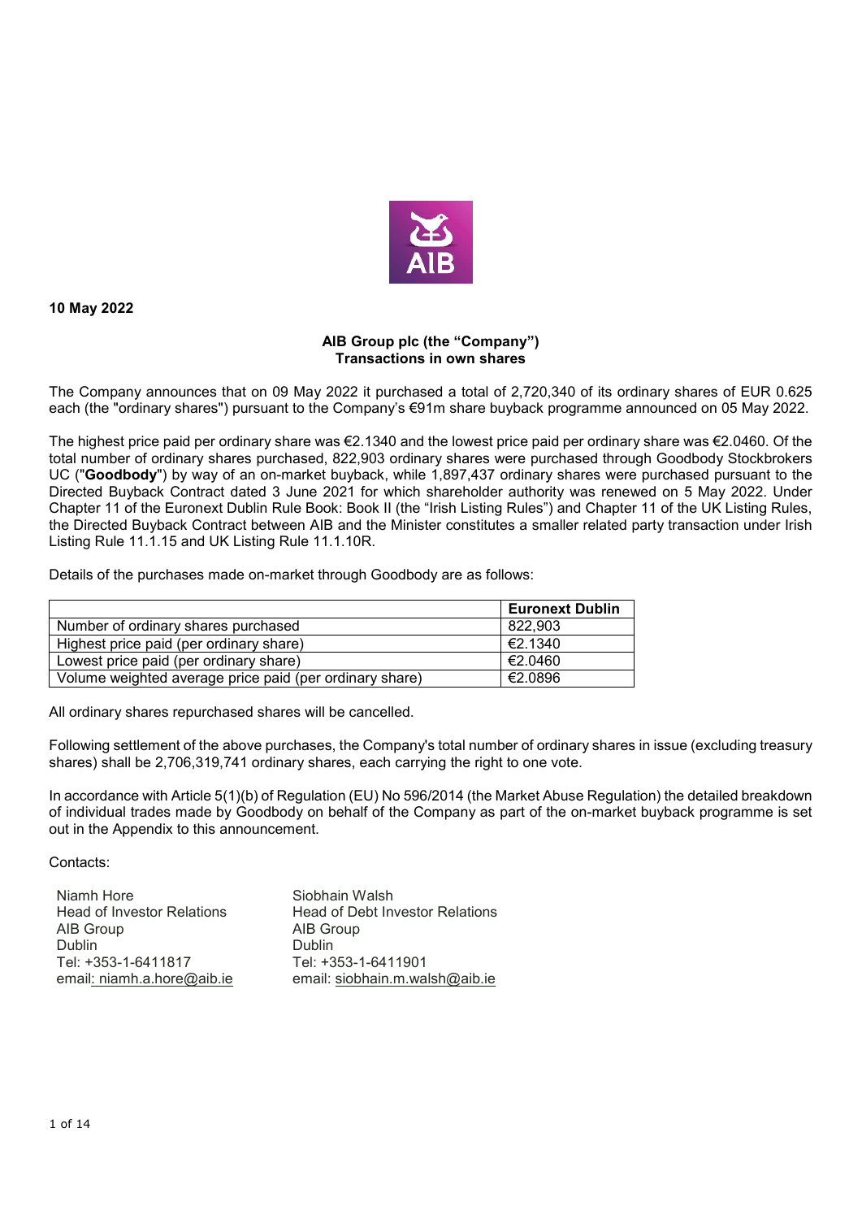**10 May 2022**

**AIB Group plc (the "Company")**
**Transactions in own shares**

The Company announces that on 09 May 2022 it purchased a total of 2,720,340 of its ordinary shares of EUR 0.625 each (the "ordinary shares") pursuant to the Company's €91m share buyback programme announced on 05 May 2022.

The highest price paid per ordinary share was €2.1340 and the lowest price paid per ordinary share was €2.0460. Of the total number of ordinary shares purchased, 822,903 ordinary shares were purchased through Goodbody Stockbrokers UC ("**Goodbody**") by way of an on-market buyback, while 1,897,437 ordinary shares were purchased pursuant to the Directed Buyback Contract dated 3 June 2021 for which shareholder authority was renewed on 5 May 2022. Under Chapter 11 of the Euronext Dublin Rule Book: Book II (the "Irish Listing Rules") and Chapter 11 of the UK Listing Rules, the Directed Buyback Contract between AIB and the Minister constitutes a smaller related party transaction under Irish Listing Rule 11.1.15 and UK Listing Rule 11.1.10R.

Details of the purchases made on-market through Goodbody are as follows:

| | **Euronext Dublin** |
|---|---|
| Number of ordinary shares purchased | 822,903 |
| Highest price paid (per ordinary share) | €2.1340 |
| Lowest price paid (per ordinary share) | €2.0460 |
| Volume weighted average price paid (per ordinary share) | €2.0896 |

All ordinary shares repurchased shares will be cancelled.

Following settlement of the above purchases, the Company's total number of ordinary shares in issue (excluding treasury shares) shall be 2,706,319,741 ordinary shares, each carrying the right to one vote.

In accordance with Article 5(1)(b) of Regulation (EU) No 596/2014 (the Market Abuse Regulation) the detailed breakdown of individual trades made by Goodbody on behalf of the Company as part of the on-market buyback programme is set out in the Appendix to this announcement.

Contacts:

Niamh Hore
Head of Investor Relations
AIB Group
Dublin
Tel: +353-1-6411817
email: niamh.a.hore@aib.ie

Siobhain Walsh
Head of Debt Investor Relations
AIB Group
Dublin
Tel: +353-1-6411901
email: siobhain.m.walsh@aib.ie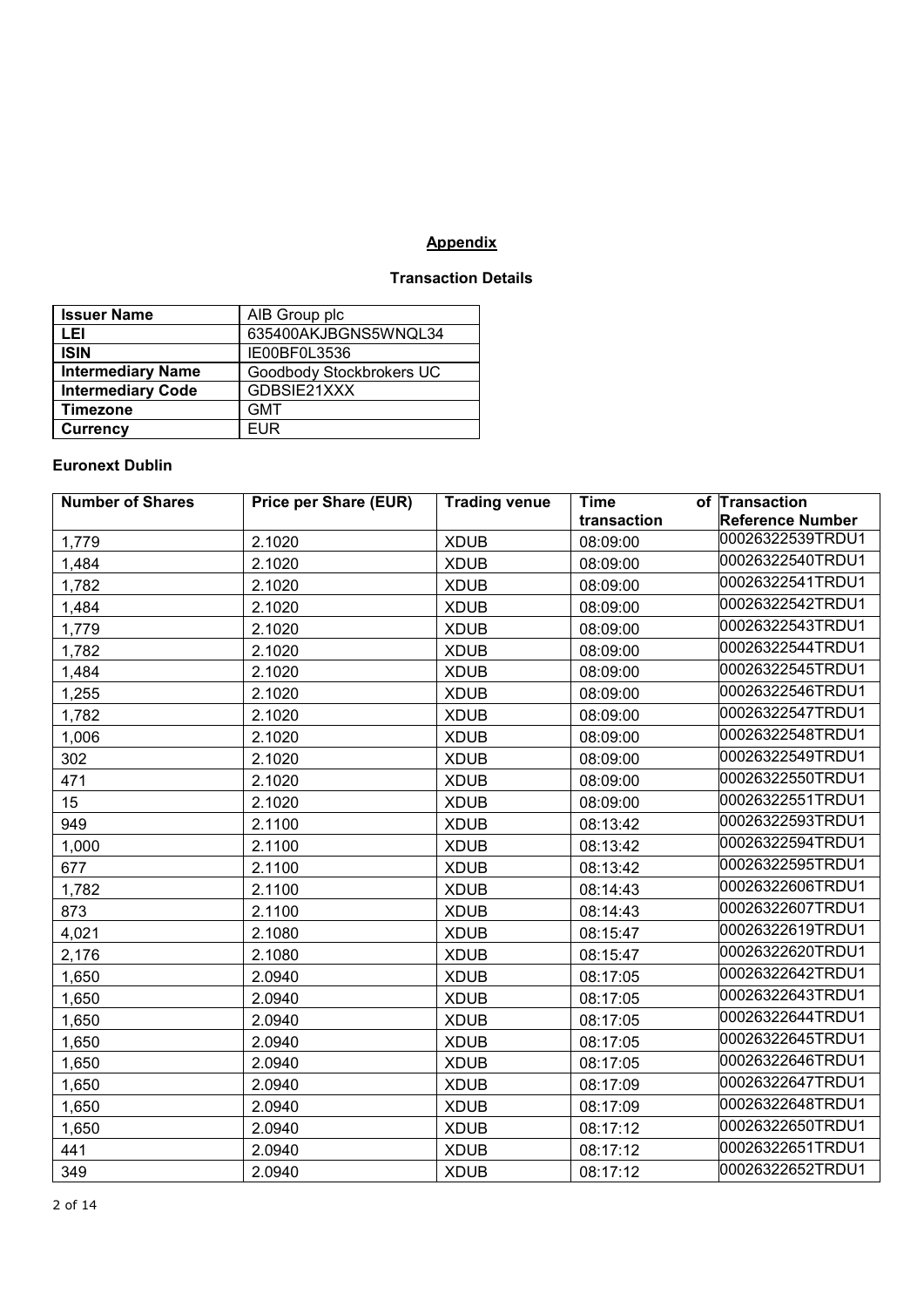## Appendix

### Transaction Details

| Issuer Name | AIB Group plc |
|---|---|
| LEI | 635400AKJBGNS5WNQL34 |
| ISIN | IE00BF0L3536 |
| Intermediary Name | Goodbody Stockbrokers UC |
| Intermediary Code | GDBSIE21XXX |
| Timezone | GMT |
| Currency | EUR |

**Euronext Dublin**

| Number of Shares | Price per Share (EUR) | Trading venue | Time of transaction | Transaction Reference Number |
|---|---|---|---|---|
| 1,779 | 2.1020 | XDUB | 08:09:00 | 00026322539TRDU1 |
| 1,484 | 2.1020 | XDUB | 08:09:00 | 00026322540TRDU1 |
| 1,782 | 2.1020 | XDUB | 08:09:00 | 00026322541TRDU1 |
| 1,484 | 2.1020 | XDUB | 08:09:00 | 00026322542TRDU1 |
| 1,779 | 2.1020 | XDUB | 08:09:00 | 00026322543TRDU1 |
| 1,782 | 2.1020 | XDUB | 08:09:00 | 00026322544TRDU1 |
| 1,484 | 2.1020 | XDUB | 08:09:00 | 00026322545TRDU1 |
| 1,255 | 2.1020 | XDUB | 08:09:00 | 00026322546TRDU1 |
| 1,782 | 2.1020 | XDUB | 08:09:00 | 00026322547TRDU1 |
| 1,006 | 2.1020 | XDUB | 08:09:00 | 00026322548TRDU1 |
| 302 | 2.1020 | XDUB | 08:09:00 | 00026322549TRDU1 |
| 471 | 2.1020 | XDUB | 08:09:00 | 00026322550TRDU1 |
| 15 | 2.1020 | XDUB | 08:09:00 | 00026322551TRDU1 |
| 949 | 2.1100 | XDUB | 08:13:42 | 00026322593TRDU1 |
| 1,000 | 2.1100 | XDUB | 08:13:42 | 00026322594TRDU1 |
| 677 | 2.1100 | XDUB | 08:13:42 | 00026322595TRDU1 |
| 1,782 | 2.1100 | XDUB | 08:14:43 | 00026322606TRDU1 |
| 873 | 2.1100 | XDUB | 08:14:43 | 00026322607TRDU1 |
| 4,021 | 2.1080 | XDUB | 08:15:47 | 00026322619TRDU1 |
| 2,176 | 2.1080 | XDUB | 08:15:47 | 00026322620TRDU1 |
| 1,650 | 2.0940 | XDUB | 08:17:05 | 00026322642TRDU1 |
| 1,650 | 2.0940 | XDUB | 08:17:05 | 00026322643TRDU1 |
| 1,650 | 2.0940 | XDUB | 08:17:05 | 00026322644TRDU1 |
| 1,650 | 2.0940 | XDUB | 08:17:05 | 00026322645TRDU1 |
| 1,650 | 2.0940 | XDUB | 08:17:05 | 00026322646TRDU1 |
| 1,650 | 2.0940 | XDUB | 08:17:09 | 00026322647TRDU1 |
| 1,650 | 2.0940 | XDUB | 08:17:09 | 00026322648TRDU1 |
| 1,650 | 2.0940 | XDUB | 08:17:12 | 00026322650TRDU1 |
| 441 | 2.0940 | XDUB | 08:17:12 | 00026322651TRDU1 |
| 349 | 2.0940 | XDUB | 08:17:12 | 00026322652TRDU1 |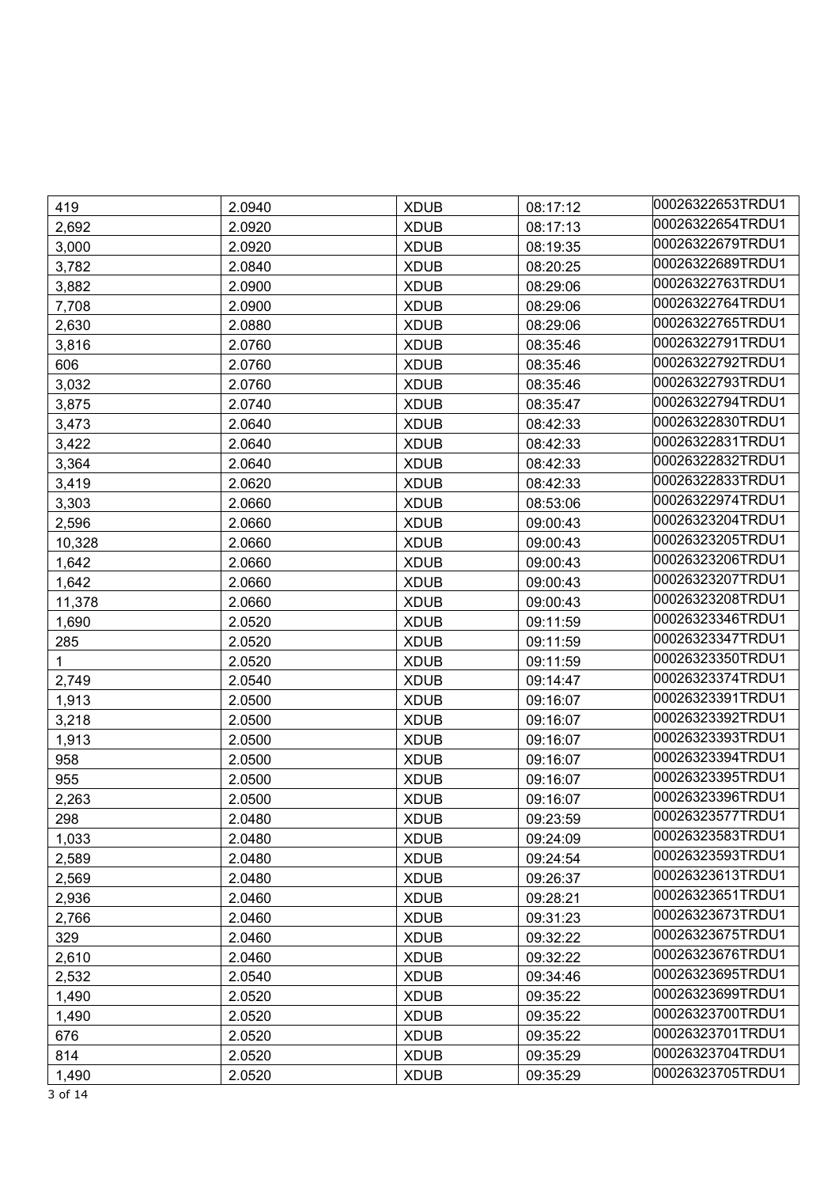| | | | | |
|---|---|---|---|---|
| 419 | 2.0940 | XDUB | 08:17:12 | 00026322653TRDU1 |
| 2,692 | 2.0920 | XDUB | 08:17:13 | 00026322654TRDU1 |
| 3,000 | 2.0920 | XDUB | 08:19:35 | 00026322679TRDU1 |
| 3,782 | 2.0840 | XDUB | 08:20:25 | 00026322689TRDU1 |
| 3,882 | 2.0900 | XDUB | 08:29:06 | 00026322763TRDU1 |
| 7,708 | 2.0900 | XDUB | 08:29:06 | 00026322764TRDU1 |
| 2,630 | 2.0880 | XDUB | 08:29:06 | 00026322765TRDU1 |
| 3,816 | 2.0760 | XDUB | 08:35:46 | 00026322791TRDU1 |
| 606 | 2.0760 | XDUB | 08:35:46 | 00026322792TRDU1 |
| 3,032 | 2.0760 | XDUB | 08:35:46 | 00026322793TRDU1 |
| 3,875 | 2.0740 | XDUB | 08:35:47 | 00026322794TRDU1 |
| 3,473 | 2.0640 | XDUB | 08:42:33 | 00026322830TRDU1 |
| 3,422 | 2.0640 | XDUB | 08:42:33 | 00026322831TRDU1 |
| 3,364 | 2.0640 | XDUB | 08:42:33 | 00026322832TRDU1 |
| 3,419 | 2.0620 | XDUB | 08:42:33 | 00026322833TRDU1 |
| 3,303 | 2.0660 | XDUB | 08:53:06 | 00026322974TRDU1 |
| 2,596 | 2.0660 | XDUB | 09:00:43 | 00026323204TRDU1 |
| 10,328 | 2.0660 | XDUB | 09:00:43 | 00026323205TRDU1 |
| 1,642 | 2.0660 | XDUB | 09:00:43 | 00026323206TRDU1 |
| 1,642 | 2.0660 | XDUB | 09:00:43 | 00026323207TRDU1 |
| 11,378 | 2.0660 | XDUB | 09:00:43 | 00026323208TRDU1 |
| 1,690 | 2.0520 | XDUB | 09:11:59 | 00026323346TRDU1 |
| 285 | 2.0520 | XDUB | 09:11:59 | 00026323347TRDU1 |
| 1 | 2.0520 | XDUB | 09:11:59 | 00026323350TRDU1 |
| 2,749 | 2.0540 | XDUB | 09:14:47 | 00026323374TRDU1 |
| 1,913 | 2.0500 | XDUB | 09:16:07 | 00026323391TRDU1 |
| 3,218 | 2.0500 | XDUB | 09:16:07 | 00026323392TRDU1 |
| 1,913 | 2.0500 | XDUB | 09:16:07 | 00026323393TRDU1 |
| 958 | 2.0500 | XDUB | 09:16:07 | 00026323394TRDU1 |
| 955 | 2.0500 | XDUB | 09:16:07 | 00026323395TRDU1 |
| 2,263 | 2.0500 | XDUB | 09:16:07 | 00026323396TRDU1 |
| 298 | 2.0480 | XDUB | 09:23:59 | 00026323577TRDU1 |
| 1,033 | 2.0480 | XDUB | 09:24:09 | 00026323583TRDU1 |
| 2,589 | 2.0480 | XDUB | 09:24:54 | 00026323593TRDU1 |
| 2,569 | 2.0480 | XDUB | 09:26:37 | 00026323613TRDU1 |
| 2,936 | 2.0460 | XDUB | 09:28:21 | 00026323651TRDU1 |
| 2,766 | 2.0460 | XDUB | 09:31:23 | 00026323673TRDU1 |
| 329 | 2.0460 | XDUB | 09:32:22 | 00026323675TRDU1 |
| 2,610 | 2.0460 | XDUB | 09:32:22 | 00026323676TRDU1 |
| 2,532 | 2.0540 | XDUB | 09:34:46 | 00026323695TRDU1 |
| 1,490 | 2.0520 | XDUB | 09:35:22 | 00026323699TRDU1 |
| 1,490 | 2.0520 | XDUB | 09:35:22 | 00026323700TRDU1 |
| 676 | 2.0520 | XDUB | 09:35:22 | 00026323701TRDU1 |
| 814 | 2.0520 | XDUB | 09:35:29 | 00026323704TRDU1 |
| 1,490 | 2.0520 | XDUB | 09:35:29 | 00026323705TRDU1 |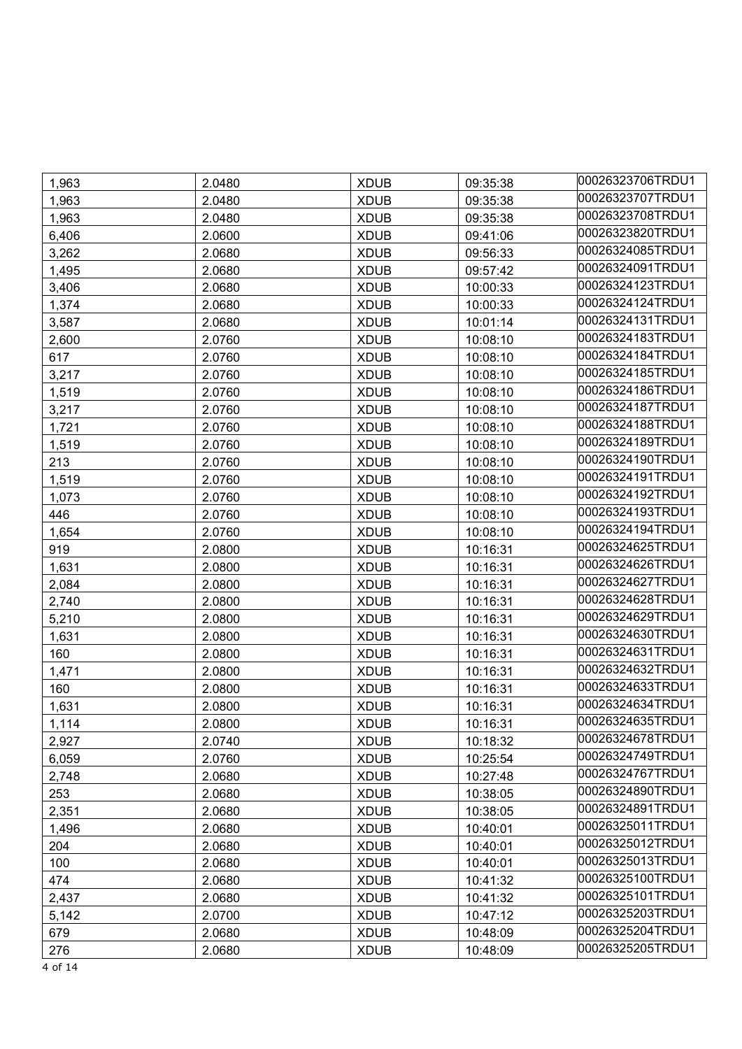| | | | | |
|---|---|---|---|---|
| 1,963 | 2.0480 | XDUB | 09:35:38 | 00026323706TRDU1 |
| 1,963 | 2.0480 | XDUB | 09:35:38 | 00026323707TRDU1 |
| 1,963 | 2.0480 | XDUB | 09:35:38 | 00026323708TRDU1 |
| 6,406 | 2.0600 | XDUB | 09:41:06 | 00026323820TRDU1 |
| 3,262 | 2.0680 | XDUB | 09:56:33 | 00026324085TRDU1 |
| 1,495 | 2.0680 | XDUB | 09:57:42 | 00026324091TRDU1 |
| 3,406 | 2.0680 | XDUB | 10:00:33 | 00026324123TRDU1 |
| 1,374 | 2.0680 | XDUB | 10:00:33 | 00026324124TRDU1 |
| 3,587 | 2.0680 | XDUB | 10:01:14 | 00026324131TRDU1 |
| 2,600 | 2.0760 | XDUB | 10:08:10 | 00026324183TRDU1 |
| 617 | 2.0760 | XDUB | 10:08:10 | 00026324184TRDU1 |
| 3,217 | 2.0760 | XDUB | 10:08:10 | 00026324185TRDU1 |
| 1,519 | 2.0760 | XDUB | 10:08:10 | 00026324186TRDU1 |
| 3,217 | 2.0760 | XDUB | 10:08:10 | 00026324187TRDU1 |
| 1,721 | 2.0760 | XDUB | 10:08:10 | 00026324188TRDU1 |
| 1,519 | 2.0760 | XDUB | 10:08:10 | 00026324189TRDU1 |
| 213 | 2.0760 | XDUB | 10:08:10 | 00026324190TRDU1 |
| 1,519 | 2.0760 | XDUB | 10:08:10 | 00026324191TRDU1 |
| 1,073 | 2.0760 | XDUB | 10:08:10 | 00026324192TRDU1 |
| 446 | 2.0760 | XDUB | 10:08:10 | 00026324193TRDU1 |
| 1,654 | 2.0760 | XDUB | 10:08:10 | 00026324194TRDU1 |
| 919 | 2.0800 | XDUB | 10:16:31 | 00026324625TRDU1 |
| 1,631 | 2.0800 | XDUB | 10:16:31 | 00026324626TRDU1 |
| 2,084 | 2.0800 | XDUB | 10:16:31 | 00026324627TRDU1 |
| 2,740 | 2.0800 | XDUB | 10:16:31 | 00026324628TRDU1 |
| 5,210 | 2.0800 | XDUB | 10:16:31 | 00026324629TRDU1 |
| 1,631 | 2.0800 | XDUB | 10:16:31 | 00026324630TRDU1 |
| 160 | 2.0800 | XDUB | 10:16:31 | 00026324631TRDU1 |
| 1,471 | 2.0800 | XDUB | 10:16:31 | 00026324632TRDU1 |
| 160 | 2.0800 | XDUB | 10:16:31 | 00026324633TRDU1 |
| 1,631 | 2.0800 | XDUB | 10:16:31 | 00026324634TRDU1 |
| 1,114 | 2.0800 | XDUB | 10:16:31 | 00026324635TRDU1 |
| 2,927 | 2.0740 | XDUB | 10:18:32 | 00026324678TRDU1 |
| 6,059 | 2.0760 | XDUB | 10:25:54 | 00026324749TRDU1 |
| 2,748 | 2.0680 | XDUB | 10:27:48 | 00026324767TRDU1 |
| 253 | 2.0680 | XDUB | 10:38:05 | 00026324890TRDU1 |
| 2,351 | 2.0680 | XDUB | 10:38:05 | 00026324891TRDU1 |
| 1,496 | 2.0680 | XDUB | 10:40:01 | 00026325011TRDU1 |
| 204 | 2.0680 | XDUB | 10:40:01 | 00026325012TRDU1 |
| 100 | 2.0680 | XDUB | 10:40:01 | 00026325013TRDU1 |
| 474 | 2.0680 | XDUB | 10:41:32 | 00026325100TRDU1 |
| 2,437 | 2.0680 | XDUB | 10:41:32 | 00026325101TRDU1 |
| 5,142 | 2.0700 | XDUB | 10:47:12 | 00026325203TRDU1 |
| 679 | 2.0680 | XDUB | 10:48:09 | 00026325204TRDU1 |
| 276 | 2.0680 | XDUB | 10:48:09 | 00026325205TRDU1 |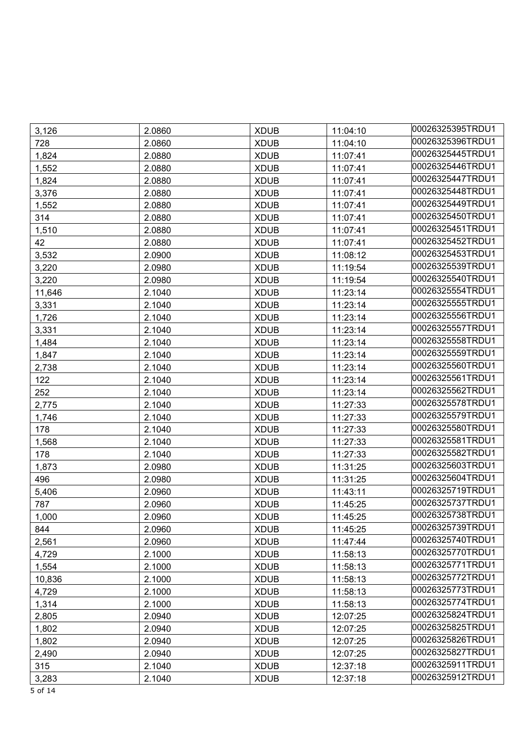| 3,126 | 2.0860 | XDUB | 11:04:10 | 00026325395TRDU1 |
|---|---|---|---|---|
| 728 | 2.0860 | XDUB | 11:04:10 | 00026325396TRDU1 |
| 1,824 | 2.0880 | XDUB | 11:07:41 | 00026325445TRDU1 |
| 1,552 | 2.0880 | XDUB | 11:07:41 | 00026325446TRDU1 |
| 1,824 | 2.0880 | XDUB | 11:07:41 | 00026325447TRDU1 |
| 3,376 | 2.0880 | XDUB | 11:07:41 | 00026325448TRDU1 |
| 1,552 | 2.0880 | XDUB | 11:07:41 | 00026325449TRDU1 |
| 314 | 2.0880 | XDUB | 11:07:41 | 00026325450TRDU1 |
| 1,510 | 2.0880 | XDUB | 11:07:41 | 00026325451TRDU1 |
| 42 | 2.0880 | XDUB | 11:07:41 | 00026325452TRDU1 |
| 3,532 | 2.0900 | XDUB | 11:08:12 | 00026325453TRDU1 |
| 3,220 | 2.0980 | XDUB | 11:19:54 | 00026325539TRDU1 |
| 3,220 | 2.0980 | XDUB | 11:19:54 | 00026325540TRDU1 |
| 11,646 | 2.1040 | XDUB | 11:23:14 | 00026325554TRDU1 |
| 3,331 | 2.1040 | XDUB | 11:23:14 | 00026325555TRDU1 |
| 1,726 | 2.1040 | XDUB | 11:23:14 | 00026325556TRDU1 |
| 3,331 | 2.1040 | XDUB | 11:23:14 | 00026325557TRDU1 |
| 1,484 | 2.1040 | XDUB | 11:23:14 | 00026325558TRDU1 |
| 1,847 | 2.1040 | XDUB | 11:23:14 | 00026325559TRDU1 |
| 2,738 | 2.1040 | XDUB | 11:23:14 | 00026325560TRDU1 |
| 122 | 2.1040 | XDUB | 11:23:14 | 00026325561TRDU1 |
| 252 | 2.1040 | XDUB | 11:23:14 | 00026325562TRDU1 |
| 2,775 | 2.1040 | XDUB | 11:27:33 | 00026325578TRDU1 |
| 1,746 | 2.1040 | XDUB | 11:27:33 | 00026325579TRDU1 |
| 178 | 2.1040 | XDUB | 11:27:33 | 00026325580TRDU1 |
| 1,568 | 2.1040 | XDUB | 11:27:33 | 00026325581TRDU1 |
| 178 | 2.1040 | XDUB | 11:27:33 | 00026325582TRDU1 |
| 1,873 | 2.0980 | XDUB | 11:31:25 | 00026325603TRDU1 |
| 496 | 2.0980 | XDUB | 11:31:25 | 00026325604TRDU1 |
| 5,406 | 2.0960 | XDUB | 11:43:11 | 00026325719TRDU1 |
| 787 | 2.0960 | XDUB | 11:45:25 | 00026325737TRDU1 |
| 1,000 | 2.0960 | XDUB | 11:45:25 | 00026325738TRDU1 |
| 844 | 2.0960 | XDUB | 11:45:25 | 00026325739TRDU1 |
| 2,561 | 2.0960 | XDUB | 11:47:44 | 00026325740TRDU1 |
| 4,729 | 2.1000 | XDUB | 11:58:13 | 00026325770TRDU1 |
| 1,554 | 2.1000 | XDUB | 11:58:13 | 00026325771TRDU1 |
| 10,836 | 2.1000 | XDUB | 11:58:13 | 00026325772TRDU1 |
| 4,729 | 2.1000 | XDUB | 11:58:13 | 00026325773TRDU1 |
| 1,314 | 2.1000 | XDUB | 11:58:13 | 00026325774TRDU1 |
| 2,805 | 2.0940 | XDUB | 12:07:25 | 00026325824TRDU1 |
| 1,802 | 2.0940 | XDUB | 12:07:25 | 00026325825TRDU1 |
| 1,802 | 2.0940 | XDUB | 12:07:25 | 00026325826TRDU1 |
| 2,490 | 2.0940 | XDUB | 12:07:25 | 00026325827TRDU1 |
| 315 | 2.1040 | XDUB | 12:37:18 | 00026325911TRDU1 |
| 3,283 | 2.1040 | XDUB | 12:37:18 | 00026325912TRDU1 |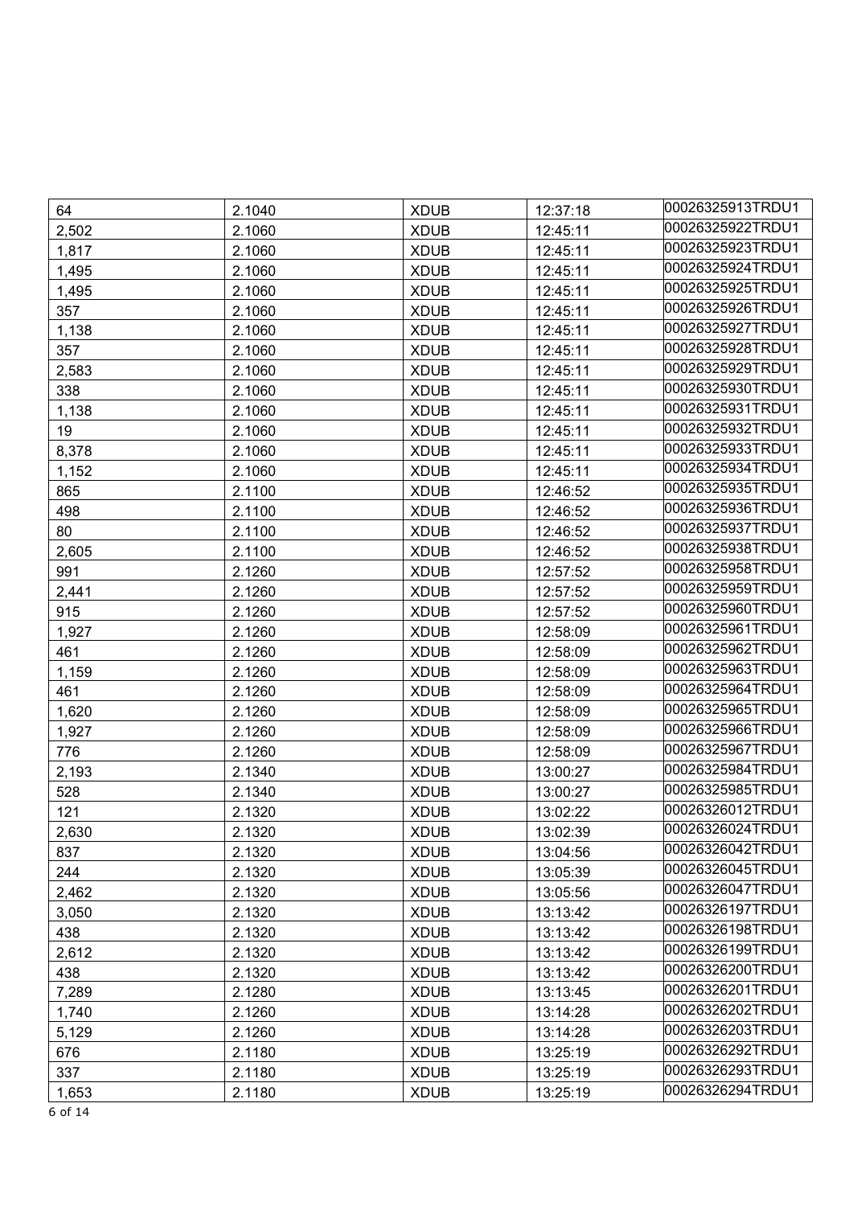| 64 | 2.1040 | XDUB | 12:37:18 | 00026325913TRDU1 |
|---|---|---|---|---|
| 2,502 | 2.1060 | XDUB | 12:45:11 | 00026325922TRDU1 |
| 1,817 | 2.1060 | XDUB | 12:45:11 | 00026325923TRDU1 |
| 1,495 | 2.1060 | XDUB | 12:45:11 | 00026325924TRDU1 |
| 1,495 | 2.1060 | XDUB | 12:45:11 | 00026325925TRDU1 |
| 357 | 2.1060 | XDUB | 12:45:11 | 00026325926TRDU1 |
| 1,138 | 2.1060 | XDUB | 12:45:11 | 00026325927TRDU1 |
| 357 | 2.1060 | XDUB | 12:45:11 | 00026325928TRDU1 |
| 2,583 | 2.1060 | XDUB | 12:45:11 | 00026325929TRDU1 |
| 338 | 2.1060 | XDUB | 12:45:11 | 00026325930TRDU1 |
| 1,138 | 2.1060 | XDUB | 12:45:11 | 00026325931TRDU1 |
| 19 | 2.1060 | XDUB | 12:45:11 | 00026325932TRDU1 |
| 8,378 | 2.1060 | XDUB | 12:45:11 | 00026325933TRDU1 |
| 1,152 | 2.1060 | XDUB | 12:45:11 | 00026325934TRDU1 |
| 865 | 2.1100 | XDUB | 12:46:52 | 00026325935TRDU1 |
| 498 | 2.1100 | XDUB | 12:46:52 | 00026325936TRDU1 |
| 80 | 2.1100 | XDUB | 12:46:52 | 00026325937TRDU1 |
| 2,605 | 2.1100 | XDUB | 12:46:52 | 00026325938TRDU1 |
| 991 | 2.1260 | XDUB | 12:57:52 | 00026325958TRDU1 |
| 2,441 | 2.1260 | XDUB | 12:57:52 | 00026325959TRDU1 |
| 915 | 2.1260 | XDUB | 12:57:52 | 00026325960TRDU1 |
| 1,927 | 2.1260 | XDUB | 12:58:09 | 00026325961TRDU1 |
| 461 | 2.1260 | XDUB | 12:58:09 | 00026325962TRDU1 |
| 1,159 | 2.1260 | XDUB | 12:58:09 | 00026325963TRDU1 |
| 461 | 2.1260 | XDUB | 12:58:09 | 00026325964TRDU1 |
| 1,620 | 2.1260 | XDUB | 12:58:09 | 00026325965TRDU1 |
| 1,927 | 2.1260 | XDUB | 12:58:09 | 00026325966TRDU1 |
| 776 | 2.1260 | XDUB | 12:58:09 | 00026325967TRDU1 |
| 2,193 | 2.1340 | XDUB | 13:00:27 | 00026325984TRDU1 |
| 528 | 2.1340 | XDUB | 13:00:27 | 00026325985TRDU1 |
| 121 | 2.1320 | XDUB | 13:02:22 | 00026326012TRDU1 |
| 2,630 | 2.1320 | XDUB | 13:02:39 | 00026326024TRDU1 |
| 837 | 2.1320 | XDUB | 13:04:56 | 00026326042TRDU1 |
| 244 | 2.1320 | XDUB | 13:05:39 | 00026326045TRDU1 |
| 2,462 | 2.1320 | XDUB | 13:05:56 | 00026326047TRDU1 |
| 3,050 | 2.1320 | XDUB | 13:13:42 | 00026326197TRDU1 |
| 438 | 2.1320 | XDUB | 13:13:42 | 00026326198TRDU1 |
| 2,612 | 2.1320 | XDUB | 13:13:42 | 00026326199TRDU1 |
| 438 | 2.1320 | XDUB | 13:13:42 | 00026326200TRDU1 |
| 7,289 | 2.1280 | XDUB | 13:13:45 | 00026326201TRDU1 |
| 1,740 | 2.1260 | XDUB | 13:14:28 | 00026326202TRDU1 |
| 5,129 | 2.1260 | XDUB | 13:14:28 | 00026326203TRDU1 |
| 676 | 2.1180 | XDUB | 13:25:19 | 00026326292TRDU1 |
| 337 | 2.1180 | XDUB | 13:25:19 | 00026326293TRDU1 |
| 1,653 | 2.1180 | XDUB | 13:25:19 | 00026326294TRDU1 |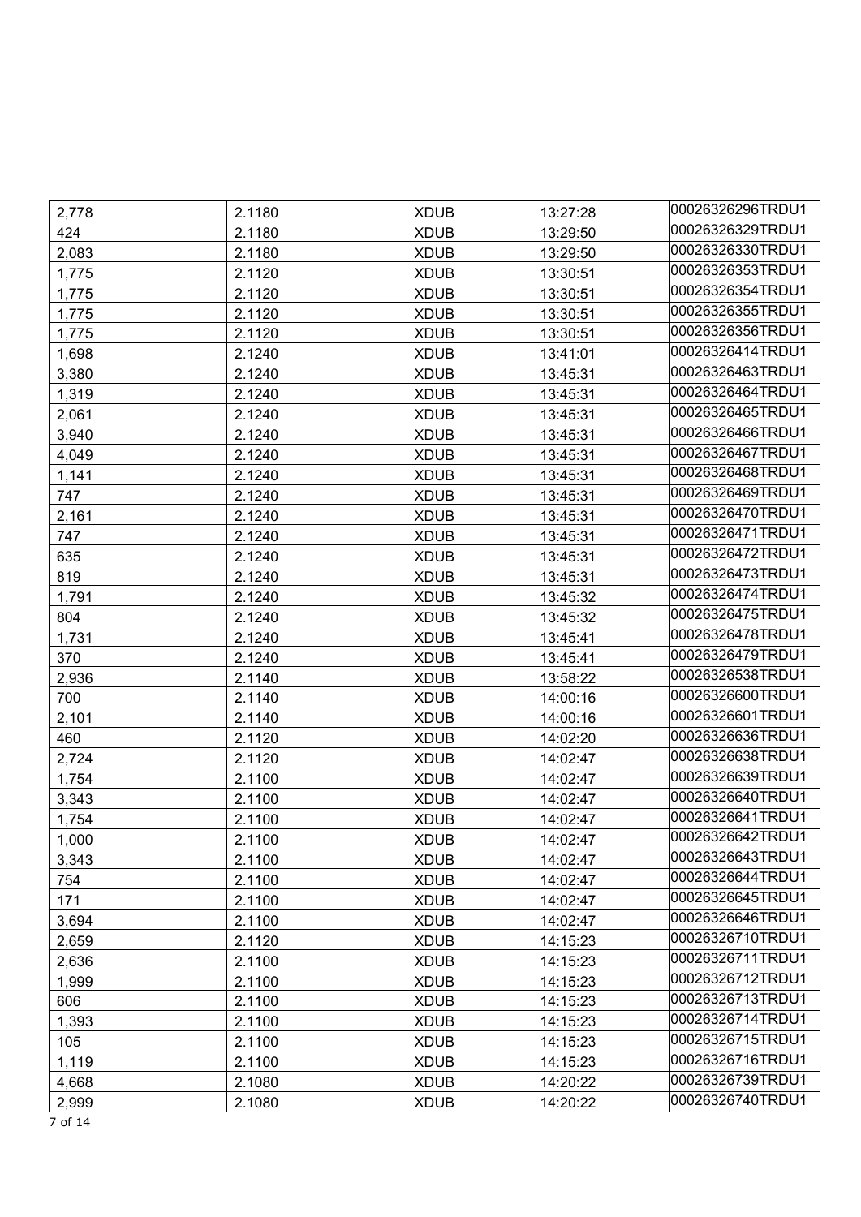| 2,778 | 2.1180 | XDUB | 13:27:28 | 00026326296TRDU1 |
|---|---|---|---|---|
| 424 | 2.1180 | XDUB | 13:29:50 | 00026326329TRDU1 |
| 2,083 | 2.1180 | XDUB | 13:29:50 | 00026326330TRDU1 |
| 1,775 | 2.1120 | XDUB | 13:30:51 | 00026326353TRDU1 |
| 1,775 | 2.1120 | XDUB | 13:30:51 | 00026326354TRDU1 |
| 1,775 | 2.1120 | XDUB | 13:30:51 | 00026326355TRDU1 |
| 1,775 | 2.1120 | XDUB | 13:30:51 | 00026326356TRDU1 |
| 1,698 | 2.1240 | XDUB | 13:41:01 | 00026326414TRDU1 |
| 3,380 | 2.1240 | XDUB | 13:45:31 | 00026326463TRDU1 |
| 1,319 | 2.1240 | XDUB | 13:45:31 | 00026326464TRDU1 |
| 2,061 | 2.1240 | XDUB | 13:45:31 | 00026326465TRDU1 |
| 3,940 | 2.1240 | XDUB | 13:45:31 | 00026326466TRDU1 |
| 4,049 | 2.1240 | XDUB | 13:45:31 | 00026326467TRDU1 |
| 1,141 | 2.1240 | XDUB | 13:45:31 | 00026326468TRDU1 |
| 747 | 2.1240 | XDUB | 13:45:31 | 00026326469TRDU1 |
| 2,161 | 2.1240 | XDUB | 13:45:31 | 00026326470TRDU1 |
| 747 | 2.1240 | XDUB | 13:45:31 | 00026326471TRDU1 |
| 635 | 2.1240 | XDUB | 13:45:31 | 00026326472TRDU1 |
| 819 | 2.1240 | XDUB | 13:45:31 | 00026326473TRDU1 |
| 1,791 | 2.1240 | XDUB | 13:45:32 | 00026326474TRDU1 |
| 804 | 2.1240 | XDUB | 13:45:32 | 00026326475TRDU1 |
| 1,731 | 2.1240 | XDUB | 13:45:41 | 00026326478TRDU1 |
| 370 | 2.1240 | XDUB | 13:45:41 | 00026326479TRDU1 |
| 2,936 | 2.1140 | XDUB | 13:58:22 | 00026326538TRDU1 |
| 700 | 2.1140 | XDUB | 14:00:16 | 00026326600TRDU1 |
| 2,101 | 2.1140 | XDUB | 14:00:16 | 00026326601TRDU1 |
| 460 | 2.1120 | XDUB | 14:02:20 | 00026326636TRDU1 |
| 2,724 | 2.1120 | XDUB | 14:02:47 | 00026326638TRDU1 |
| 1,754 | 2.1100 | XDUB | 14:02:47 | 00026326639TRDU1 |
| 3,343 | 2.1100 | XDUB | 14:02:47 | 00026326640TRDU1 |
| 1,754 | 2.1100 | XDUB | 14:02:47 | 00026326641TRDU1 |
| 1,000 | 2.1100 | XDUB | 14:02:47 | 00026326642TRDU1 |
| 3,343 | 2.1100 | XDUB | 14:02:47 | 00026326643TRDU1 |
| 754 | 2.1100 | XDUB | 14:02:47 | 00026326644TRDU1 |
| 171 | 2.1100 | XDUB | 14:02:47 | 00026326645TRDU1 |
| 3,694 | 2.1100 | XDUB | 14:02:47 | 00026326646TRDU1 |
| 2,659 | 2.1120 | XDUB | 14:15:23 | 00026326710TRDU1 |
| 2,636 | 2.1100 | XDUB | 14:15:23 | 00026326711TRDU1 |
| 1,999 | 2.1100 | XDUB | 14:15:23 | 00026326712TRDU1 |
| 606 | 2.1100 | XDUB | 14:15:23 | 00026326713TRDU1 |
| 1,393 | 2.1100 | XDUB | 14:15:23 | 00026326714TRDU1 |
| 105 | 2.1100 | XDUB | 14:15:23 | 00026326715TRDU1 |
| 1,119 | 2.1100 | XDUB | 14:15:23 | 00026326716TRDU1 |
| 4,668 | 2.1080 | XDUB | 14:20:22 | 00026326739TRDU1 |
| 2,999 | 2.1080 | XDUB | 14:20:22 | 00026326740TRDU1 |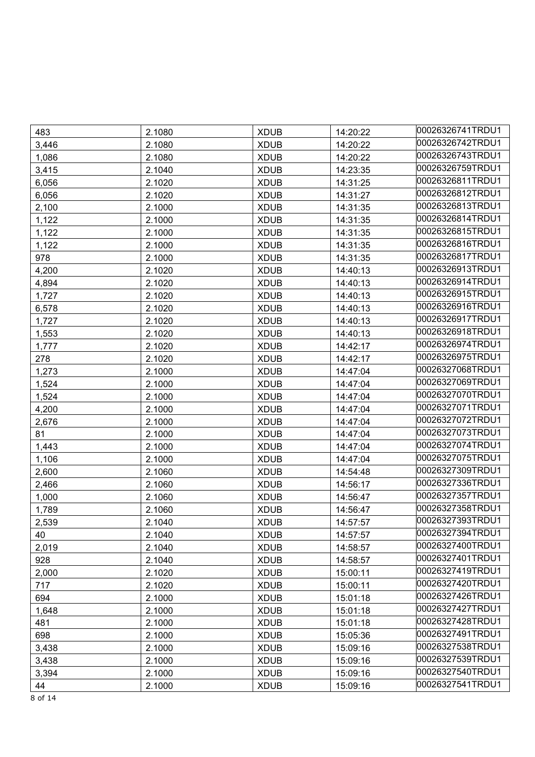| 483 | 2.1080 | XDUB | 14:20:22 | 00026326741TRDU1 |
|---|---|---|---|---|
| 3,446 | 2.1080 | XDUB | 14:20:22 | 00026326742TRDU1 |
| 1,086 | 2.1080 | XDUB | 14:20:22 | 00026326743TRDU1 |
| 3,415 | 2.1040 | XDUB | 14:23:35 | 00026326759TRDU1 |
| 6,056 | 2.1020 | XDUB | 14:31:25 | 00026326811TRDU1 |
| 6,056 | 2.1020 | XDUB | 14:31:27 | 00026326812TRDU1 |
| 2,100 | 2.1000 | XDUB | 14:31:35 | 00026326813TRDU1 |
| 1,122 | 2.1000 | XDUB | 14:31:35 | 00026326814TRDU1 |
| 1,122 | 2.1000 | XDUB | 14:31:35 | 00026326815TRDU1 |
| 1,122 | 2.1000 | XDUB | 14:31:35 | 00026326816TRDU1 |
| 978 | 2.1000 | XDUB | 14:31:35 | 00026326817TRDU1 |
| 4,200 | 2.1020 | XDUB | 14:40:13 | 00026326913TRDU1 |
| 4,894 | 2.1020 | XDUB | 14:40:13 | 00026326914TRDU1 |
| 1,727 | 2.1020 | XDUB | 14:40:13 | 00026326915TRDU1 |
| 6,578 | 2.1020 | XDUB | 14:40:13 | 00026326916TRDU1 |
| 1,727 | 2.1020 | XDUB | 14:40:13 | 00026326917TRDU1 |
| 1,553 | 2.1020 | XDUB | 14:40:13 | 00026326918TRDU1 |
| 1,777 | 2.1020 | XDUB | 14:42:17 | 00026326974TRDU1 |
| 278 | 2.1020 | XDUB | 14:42:17 | 00026326975TRDU1 |
| 1,273 | 2.1000 | XDUB | 14:47:04 | 00026327068TRDU1 |
| 1,524 | 2.1000 | XDUB | 14:47:04 | 00026327069TRDU1 |
| 1,524 | 2.1000 | XDUB | 14:47:04 | 00026327070TRDU1 |
| 4,200 | 2.1000 | XDUB | 14:47:04 | 00026327071TRDU1 |
| 2,676 | 2.1000 | XDUB | 14:47:04 | 00026327072TRDU1 |
| 81 | 2.1000 | XDUB | 14:47:04 | 00026327073TRDU1 |
| 1,443 | 2.1000 | XDUB | 14:47:04 | 00026327074TRDU1 |
| 1,106 | 2.1000 | XDUB | 14:47:04 | 00026327075TRDU1 |
| 2,600 | 2.1060 | XDUB | 14:54:48 | 00026327309TRDU1 |
| 2,466 | 2.1060 | XDUB | 14:56:17 | 00026327336TRDU1 |
| 1,000 | 2.1060 | XDUB | 14:56:47 | 00026327357TRDU1 |
| 1,789 | 2.1060 | XDUB | 14:56:47 | 00026327358TRDU1 |
| 2,539 | 2.1040 | XDUB | 14:57:57 | 00026327393TRDU1 |
| 40 | 2.1040 | XDUB | 14:57:57 | 00026327394TRDU1 |
| 2,019 | 2.1040 | XDUB | 14:58:57 | 00026327400TRDU1 |
| 928 | 2.1040 | XDUB | 14:58:57 | 00026327401TRDU1 |
| 2,000 | 2.1020 | XDUB | 15:00:11 | 00026327419TRDU1 |
| 717 | 2.1020 | XDUB | 15:00:11 | 00026327420TRDU1 |
| 694 | 2.1000 | XDUB | 15:01:18 | 00026327426TRDU1 |
| 1,648 | 2.1000 | XDUB | 15:01:18 | 00026327427TRDU1 |
| 481 | 2.1000 | XDUB | 15:01:18 | 00026327428TRDU1 |
| 698 | 2.1000 | XDUB | 15:05:36 | 00026327491TRDU1 |
| 3,438 | 2.1000 | XDUB | 15:09:16 | 00026327538TRDU1 |
| 3,438 | 2.1000 | XDUB | 15:09:16 | 00026327539TRDU1 |
| 3,394 | 2.1000 | XDUB | 15:09:16 | 00026327540TRDU1 |
| 44 | 2.1000 | XDUB | 15:09:16 | 00026327541TRDU1 |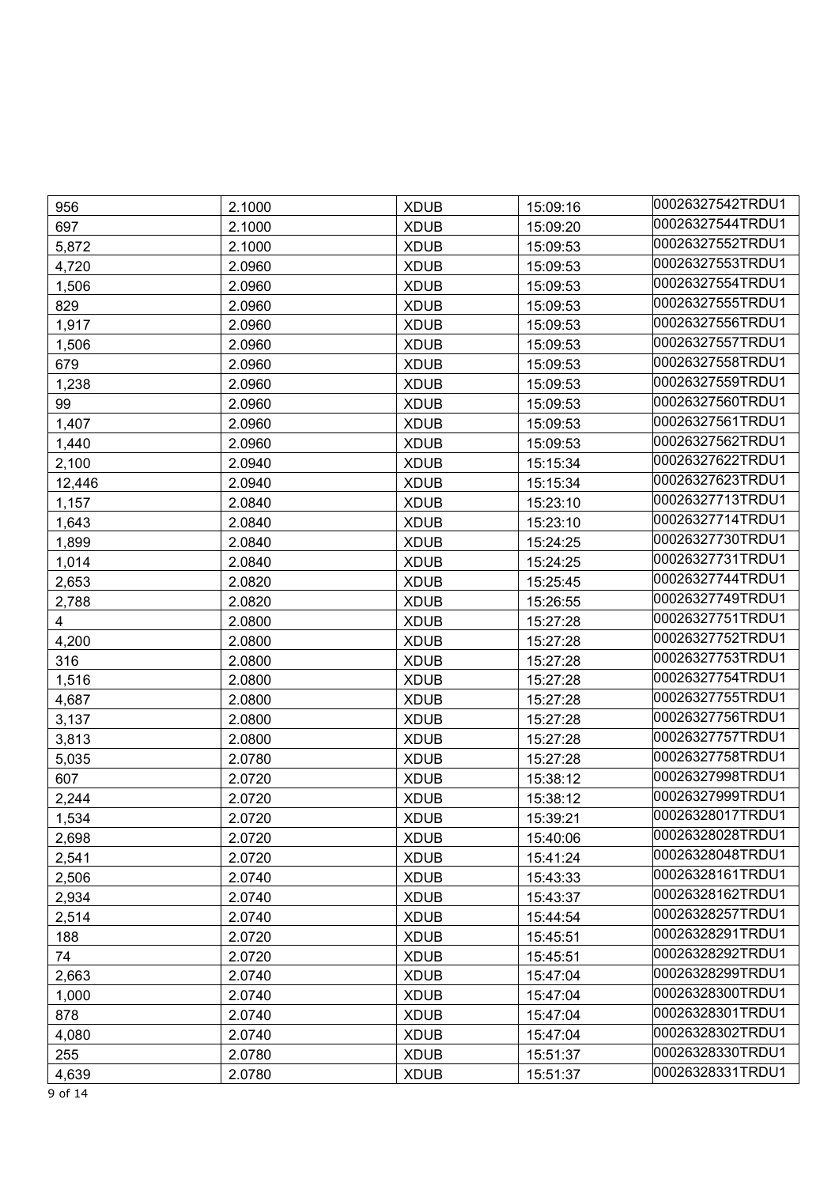| | | | | |
|---|---|---|---|---|
| 956 | 2.1000 | XDUB | 15:09:16 | 00026327542TRDU1 |
| 697 | 2.1000 | XDUB | 15:09:20 | 00026327544TRDU1 |
| 5,872 | 2.1000 | XDUB | 15:09:53 | 00026327552TRDU1 |
| 4,720 | 2.0960 | XDUB | 15:09:53 | 00026327553TRDU1 |
| 1,506 | 2.0960 | XDUB | 15:09:53 | 00026327554TRDU1 |
| 829 | 2.0960 | XDUB | 15:09:53 | 00026327555TRDU1 |
| 1,917 | 2.0960 | XDUB | 15:09:53 | 00026327556TRDU1 |
| 1,506 | 2.0960 | XDUB | 15:09:53 | 00026327557TRDU1 |
| 679 | 2.0960 | XDUB | 15:09:53 | 00026327558TRDU1 |
| 1,238 | 2.0960 | XDUB | 15:09:53 | 00026327559TRDU1 |
| 99 | 2.0960 | XDUB | 15:09:53 | 00026327560TRDU1 |
| 1,407 | 2.0960 | XDUB | 15:09:53 | 00026327561TRDU1 |
| 1,440 | 2.0960 | XDUB | 15:09:53 | 00026327562TRDU1 |
| 2,100 | 2.0940 | XDUB | 15:15:34 | 00026327622TRDU1 |
| 12,446 | 2.0940 | XDUB | 15:15:34 | 00026327623TRDU1 |
| 1,157 | 2.0840 | XDUB | 15:23:10 | 00026327713TRDU1 |
| 1,643 | 2.0840 | XDUB | 15:23:10 | 00026327714TRDU1 |
| 1,899 | 2.0840 | XDUB | 15:24:25 | 00026327730TRDU1 |
| 1,014 | 2.0840 | XDUB | 15:24:25 | 00026327731TRDU1 |
| 2,653 | 2.0820 | XDUB | 15:25:45 | 00026327744TRDU1 |
| 2,788 | 2.0820 | XDUB | 15:26:55 | 00026327749TRDU1 |
| 4 | 2.0800 | XDUB | 15:27:28 | 00026327751TRDU1 |
| 4,200 | 2.0800 | XDUB | 15:27:28 | 00026327752TRDU1 |
| 316 | 2.0800 | XDUB | 15:27:28 | 00026327753TRDU1 |
| 1,516 | 2.0800 | XDUB | 15:27:28 | 00026327754TRDU1 |
| 4,687 | 2.0800 | XDUB | 15:27:28 | 00026327755TRDU1 |
| 3,137 | 2.0800 | XDUB | 15:27:28 | 00026327756TRDU1 |
| 3,813 | 2.0800 | XDUB | 15:27:28 | 00026327757TRDU1 |
| 5,035 | 2.0780 | XDUB | 15:27:28 | 00026327758TRDU1 |
| 607 | 2.0720 | XDUB | 15:38:12 | 00026327998TRDU1 |
| 2,244 | 2.0720 | XDUB | 15:38:12 | 00026327999TRDU1 |
| 1,534 | 2.0720 | XDUB | 15:39:21 | 00026328017TRDU1 |
| 2,698 | 2.0720 | XDUB | 15:40:06 | 00026328028TRDU1 |
| 2,541 | 2.0720 | XDUB | 15:41:24 | 00026328048TRDU1 |
| 2,506 | 2.0740 | XDUB | 15:43:33 | 00026328161TRDU1 |
| 2,934 | 2.0740 | XDUB | 15:43:37 | 00026328162TRDU1 |
| 2,514 | 2.0740 | XDUB | 15:44:54 | 00026328257TRDU1 |
| 188 | 2.0720 | XDUB | 15:45:51 | 00026328291TRDU1 |
| 74 | 2.0720 | XDUB | 15:45:51 | 00026328292TRDU1 |
| 2,663 | 2.0740 | XDUB | 15:47:04 | 00026328299TRDU1 |
| 1,000 | 2.0740 | XDUB | 15:47:04 | 00026328300TRDU1 |
| 878 | 2.0740 | XDUB | 15:47:04 | 00026328301TRDU1 |
| 4,080 | 2.0740 | XDUB | 15:47:04 | 00026328302TRDU1 |
| 255 | 2.0780 | XDUB | 15:51:37 | 00026328330TRDU1 |
| 4,639 | 2.0780 | XDUB | 15:51:37 | 00026328331TRDU1 |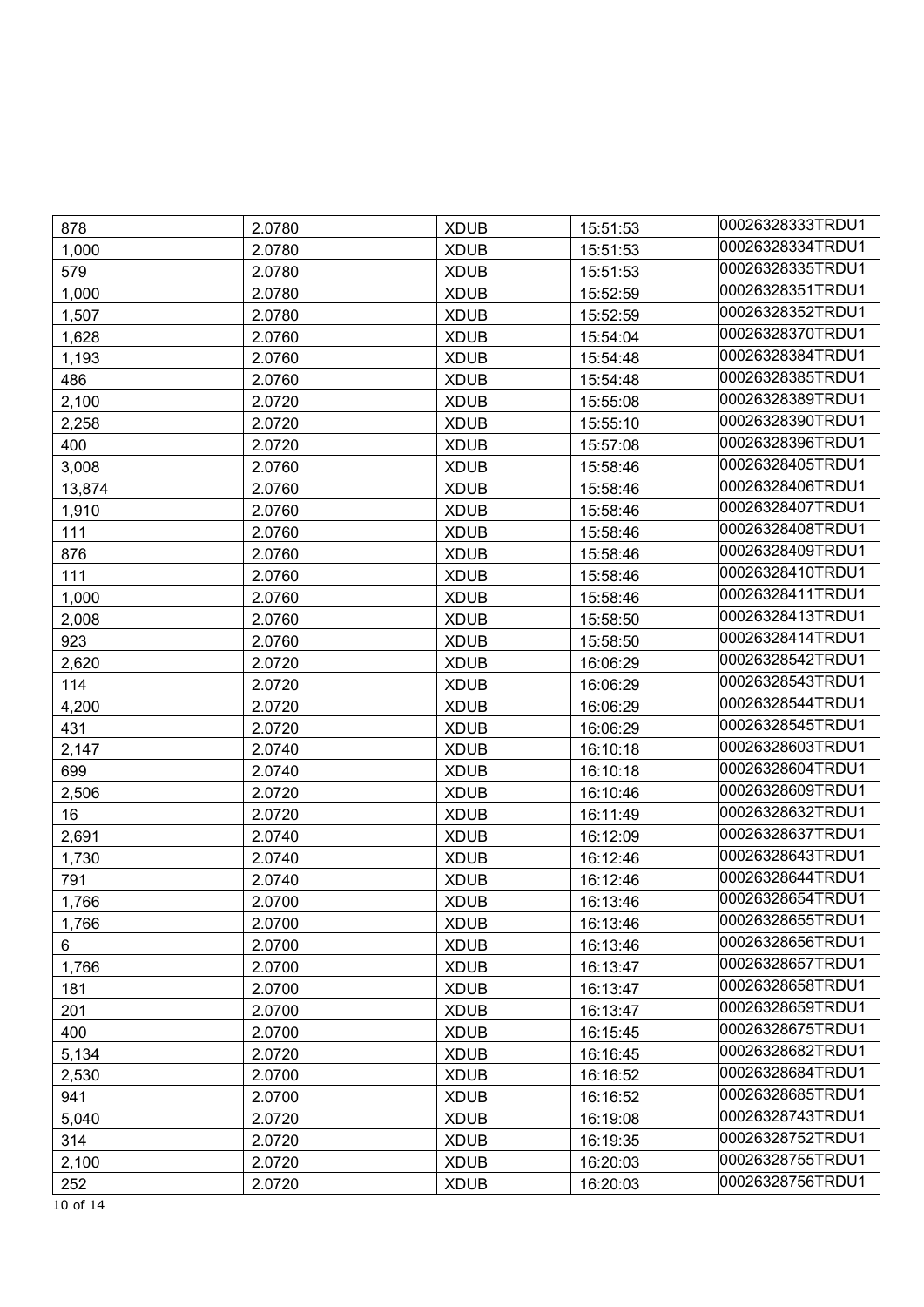| 878 | 2.0780 | XDUB | 15:51:53 | 00026328333TRDU1 |
|---|---|---|---|---|
| 1,000 | 2.0780 | XDUB | 15:51:53 | 00026328334TRDU1 |
| 579 | 2.0780 | XDUB | 15:51:53 | 00026328335TRDU1 |
| 1,000 | 2.0780 | XDUB | 15:52:59 | 00026328351TRDU1 |
| 1,507 | 2.0780 | XDUB | 15:52:59 | 00026328352TRDU1 |
| 1,628 | 2.0760 | XDUB | 15:54:04 | 00026328370TRDU1 |
| 1,193 | 2.0760 | XDUB | 15:54:48 | 00026328384TRDU1 |
| 486 | 2.0760 | XDUB | 15:54:48 | 00026328385TRDU1 |
| 2,100 | 2.0720 | XDUB | 15:55:08 | 00026328389TRDU1 |
| 2,258 | 2.0720 | XDUB | 15:55:10 | 00026328390TRDU1 |
| 400 | 2.0720 | XDUB | 15:57:08 | 00026328396TRDU1 |
| 3,008 | 2.0760 | XDUB | 15:58:46 | 00026328405TRDU1 |
| 13,874 | 2.0760 | XDUB | 15:58:46 | 00026328406TRDU1 |
| 1,910 | 2.0760 | XDUB | 15:58:46 | 00026328407TRDU1 |
| 111 | 2.0760 | XDUB | 15:58:46 | 00026328408TRDU1 |
| 876 | 2.0760 | XDUB | 15:58:46 | 00026328409TRDU1 |
| 111 | 2.0760 | XDUB | 15:58:46 | 00026328410TRDU1 |
| 1,000 | 2.0760 | XDUB | 15:58:46 | 00026328411TRDU1 |
| 2,008 | 2.0760 | XDUB | 15:58:50 | 00026328413TRDU1 |
| 923 | 2.0760 | XDUB | 15:58:50 | 00026328414TRDU1 |
| 2,620 | 2.0720 | XDUB | 16:06:29 | 00026328542TRDU1 |
| 114 | 2.0720 | XDUB | 16:06:29 | 00026328543TRDU1 |
| 4,200 | 2.0720 | XDUB | 16:06:29 | 00026328544TRDU1 |
| 431 | 2.0720 | XDUB | 16:06:29 | 00026328545TRDU1 |
| 2,147 | 2.0740 | XDUB | 16:10:18 | 00026328603TRDU1 |
| 699 | 2.0740 | XDUB | 16:10:18 | 00026328604TRDU1 |
| 2,506 | 2.0720 | XDUB | 16:10:46 | 00026328609TRDU1 |
| 16 | 2.0720 | XDUB | 16:11:49 | 00026328632TRDU1 |
| 2,691 | 2.0740 | XDUB | 16:12:09 | 00026328637TRDU1 |
| 1,730 | 2.0740 | XDUB | 16:12:46 | 00026328643TRDU1 |
| 791 | 2.0740 | XDUB | 16:12:46 | 00026328644TRDU1 |
| 1,766 | 2.0700 | XDUB | 16:13:46 | 00026328654TRDU1 |
| 1,766 | 2.0700 | XDUB | 16:13:46 | 00026328655TRDU1 |
| 6 | 2.0700 | XDUB | 16:13:46 | 00026328656TRDU1 |
| 1,766 | 2.0700 | XDUB | 16:13:47 | 00026328657TRDU1 |
| 181 | 2.0700 | XDUB | 16:13:47 | 00026328658TRDU1 |
| 201 | 2.0700 | XDUB | 16:13:47 | 00026328659TRDU1 |
| 400 | 2.0700 | XDUB | 16:15:45 | 00026328675TRDU1 |
| 5,134 | 2.0720 | XDUB | 16:16:45 | 00026328682TRDU1 |
| 2,530 | 2.0700 | XDUB | 16:16:52 | 00026328684TRDU1 |
| 941 | 2.0700 | XDUB | 16:16:52 | 00026328685TRDU1 |
| 5,040 | 2.0720 | XDUB | 16:19:08 | 00026328743TRDU1 |
| 314 | 2.0720 | XDUB | 16:19:35 | 00026328752TRDU1 |
| 2,100 | 2.0720 | XDUB | 16:20:03 | 00026328755TRDU1 |
| 252 | 2.0720 | XDUB | 16:20:03 | 00026328756TRDU1 |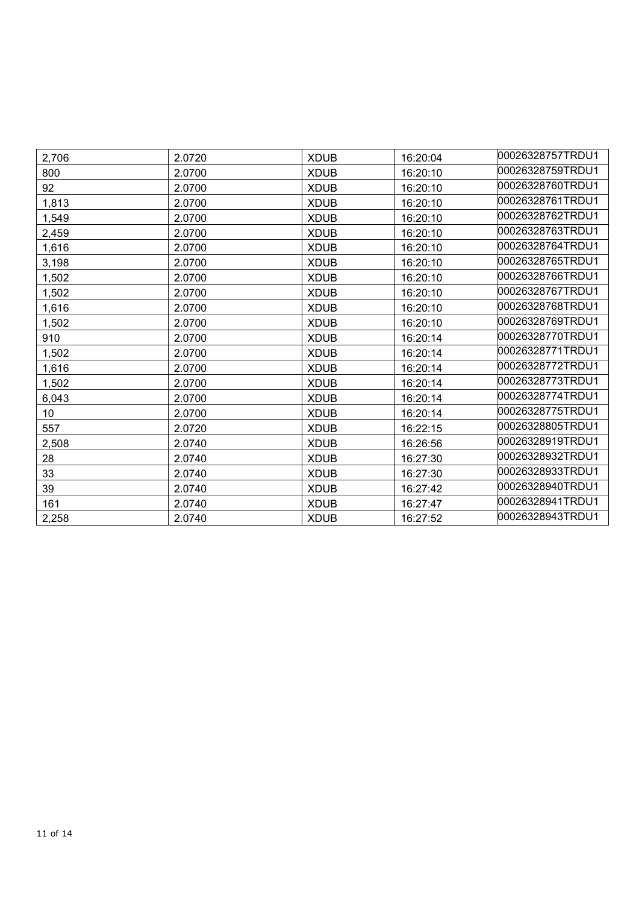| | | | | |
|---|---|---|---|---|
| 2,706 | 2.0720 | XDUB | 16:20:04 | 00026328757TRDU1 |
| 800 | 2.0700 | XDUB | 16:20:10 | 00026328759TRDU1 |
| 92 | 2.0700 | XDUB | 16:20:10 | 00026328760TRDU1 |
| 1,813 | 2.0700 | XDUB | 16:20:10 | 00026328761TRDU1 |
| 1,549 | 2.0700 | XDUB | 16:20:10 | 00026328762TRDU1 |
| 2,459 | 2.0700 | XDUB | 16:20:10 | 00026328763TRDU1 |
| 1,616 | 2.0700 | XDUB | 16:20:10 | 00026328764TRDU1 |
| 3,198 | 2.0700 | XDUB | 16:20:10 | 00026328765TRDU1 |
| 1,502 | 2.0700 | XDUB | 16:20:10 | 00026328766TRDU1 |
| 1,502 | 2.0700 | XDUB | 16:20:10 | 00026328767TRDU1 |
| 1,616 | 2.0700 | XDUB | 16:20:10 | 00026328768TRDU1 |
| 1,502 | 2.0700 | XDUB | 16:20:10 | 00026328769TRDU1 |
| 910 | 2.0700 | XDUB | 16:20:14 | 00026328770TRDU1 |
| 1,502 | 2.0700 | XDUB | 16:20:14 | 00026328771TRDU1 |
| 1,616 | 2.0700 | XDUB | 16:20:14 | 00026328772TRDU1 |
| 1,502 | 2.0700 | XDUB | 16:20:14 | 00026328773TRDU1 |
| 6,043 | 2.0700 | XDUB | 16:20:14 | 00026328774TRDU1 |
| 10 | 2.0700 | XDUB | 16:20:14 | 00026328775TRDU1 |
| 557 | 2.0720 | XDUB | 16:22:15 | 00026328805TRDU1 |
| 2,508 | 2.0740 | XDUB | 16:26:56 | 00026328919TRDU1 |
| 28 | 2.0740 | XDUB | 16:27:30 | 00026328932TRDU1 |
| 33 | 2.0740 | XDUB | 16:27:30 | 00026328933TRDU1 |
| 39 | 2.0740 | XDUB | 16:27:42 | 00026328940TRDU1 |
| 161 | 2.0740 | XDUB | 16:27:47 | 00026328941TRDU1 |
| 2,258 | 2.0740 | XDUB | 16:27:52 | 00026328943TRDU1 |